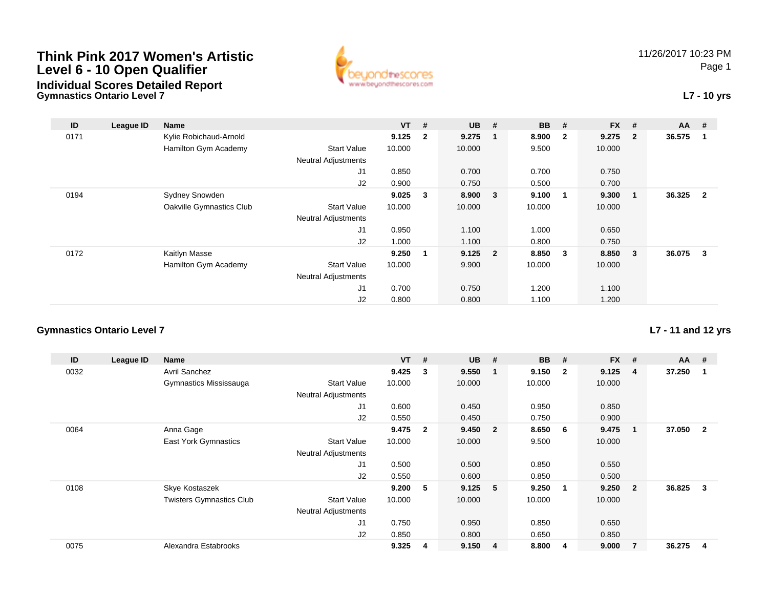# Think Pink 2017 Women's Artistic Level 6 - 10 Open Qualifier

## Individual Scores Detailed Report

11/26/2017 10:23 PM

### Gymnastics Ontario Level 7

**L7 - 10 yrs**

| ID | League ID | Name | | VT | # | UB | # | BB | # | FX | # | AA | # |
|---|---|---|---|---|---|---|---|---|---|---|---|---|---|
| 0171 | | Kylie Robichaud-Arnold | | **9.125** | **2** | **9.275** | **1** | **8.900** | **2** | **9.275** | **2** | **36.575** | **1** |
| | | Hamilton Gym Academy | Start Value | 10.000 | | 10.000 | | 9.500 | | 10.000 | | | |
| | | | Neutral Adjustments | | | | | | | | | | |
| | | | J1 | 0.850 | | 0.700 | | 0.700 | | 0.750 | | | |
| | | | J2 | 0.900 | | 0.750 | | 0.500 | | 0.700 | | | |
| 0194 | | Sydney Snowden | | **9.025** | **3** | **8.900** | **3** | **9.100** | **1** | **9.300** | **1** | **36.325** | **2** |
| | | Oakville Gymnastics Club | Start Value | 10.000 | | 10.000 | | 10.000 | | 10.000 | | | |
| | | | Neutral Adjustments | | | | | | | | | | |
| | | | J1 | 0.950 | | 1.100 | | 1.000 | | 0.650 | | | |
| | | | J2 | 1.000 | | 1.100 | | 0.800 | | 0.750 | | | |
| 0172 | | Kaitlyn Masse | | **9.250** | **1** | **9.125** | **2** | **8.850** | **3** | **8.850** | **3** | **36.075** | **3** |
| | | Hamilton Gym Academy | Start Value | 10.000 | | 9.900 | | 10.000 | | 10.000 | | | |
| | | | Neutral Adjustments | | | | | | | | | | |
| | | | J1 | 0.700 | | 0.750 | | 1.200 | | 1.100 | | | |
| | | | J2 | 0.800 | | 0.800 | | 1.100 | | 1.200 | | | |

### Gymnastics Ontario Level 7

**L7 - 11 and 12 yrs**

| ID | League ID | Name | | VT | # | UB | # | BB | # | FX | # | AA | # |
|---|---|---|---|---|---|---|---|---|---|---|---|---|---|
| 0032 | | Avril Sanchez | | **9.425** | **3** | **9.550** | **1** | **9.150** | **2** | **9.125** | **4** | **37.250** | **1** |
| | | Gymnastics Mississauga | Start Value | 10.000 | | 10.000 | | 10.000 | | 10.000 | | | |
| | | | Neutral Adjustments | | | | | | | | | | |
| | | | J1 | 0.600 | | 0.450 | | 0.950 | | 0.850 | | | |
| | | | J2 | 0.550 | | 0.450 | | 0.750 | | 0.900 | | | |
| 0064 | | Anna Gage | | **9.475** | **2** | **9.450** | **2** | **8.650** | **6** | **9.475** | **1** | **37.050** | **2** |
| | | East York Gymnastics | Start Value | 10.000 | | 10.000 | | 9.500 | | 10.000 | | | |
| | | | Neutral Adjustments | | | | | | | | | | |
| | | | J1 | 0.500 | | 0.500 | | 0.850 | | 0.550 | | | |
| | | | J2 | 0.550 | | 0.600 | | 0.850 | | 0.500 | | | |
| 0108 | | Skye Kostaszek | | **9.200** | **5** | **9.125** | **5** | **9.250** | **1** | **9.250** | **2** | **36.825** | **3** |
| | | Twisters Gymnastics Club | Start Value | 10.000 | | 10.000 | | 10.000 | | 10.000 | | | |
| | | | Neutral Adjustments | | | | | | | | | | |
| | | | J1 | 0.750 | | 0.950 | | 0.850 | | 0.650 | | | |
| | | | J2 | 0.850 | | 0.800 | | 0.650 | | 0.850 | | | |
| 0075 | | Alexandra Estabrooks | | **9.325** | **4** | **9.150** | **4** | **8.800** | **4** | **9.000** | **7** | **36.275** | **4** |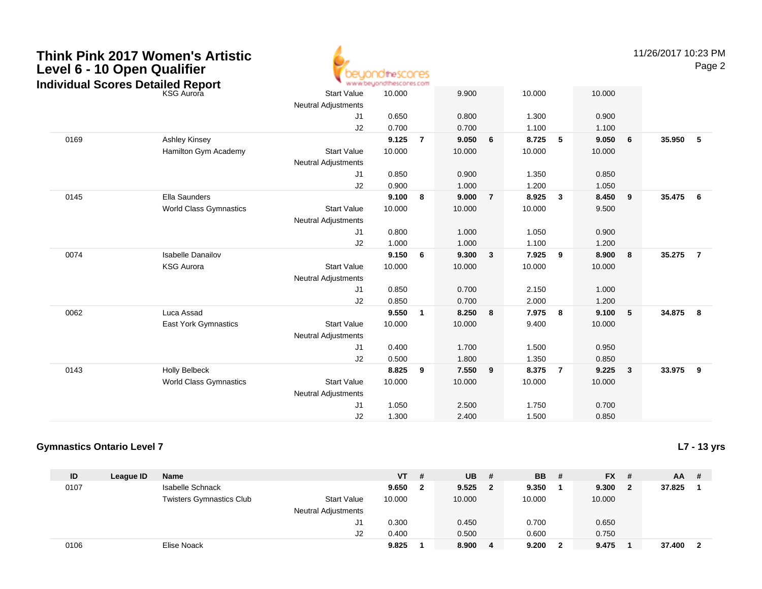# Think Pink 2017 Women's Artistic Level 6 - 10 Open Qualifier

## Individual Scores Detailed Report

| ID | League ID | Name | | VT | # | UB | # | BB | # | FX | # | AA | # |
|---|---|---|---|---|---|---|---|---|---|---|---|---|---|
| | | KSG Aurora | Start Value | 10.000 | | 9.900 | | 10.000 | | 10.000 | | | |
| | | | Neutral Adjustments | | | | | | | | | | |
| | | | J1 | 0.650 | | 0.800 | | 1.300 | | 0.900 | | | |
| | | | J2 | 0.700 | | 0.700 | | 1.100 | | 1.100 | | | |
| 0169 | | Ashley Kinsey | | **9.125** | **7** | **9.050** | **6** | **8.725** | **5** | **9.050** | **6** | **35.950** | **5** |
| | | Hamilton Gym Academy | Start Value | 10.000 | | 10.000 | | 10.000 | | 10.000 | | | |
| | | | Neutral Adjustments | | | | | | | | | | |
| | | | J1 | 0.850 | | 0.900 | | 1.350 | | 0.850 | | | |
| | | | J2 | 0.900 | | 1.000 | | 1.200 | | 1.050 | | | |
| 0145 | | Ella Saunders | | **9.100** | **8** | **9.000** | **7** | **8.925** | **3** | **8.450** | **9** | **35.475** | **6** |
| | | World Class Gymnastics | Start Value | 10.000 | | 10.000 | | 10.000 | | 9.500 | | | |
| | | | Neutral Adjustments | | | | | | | | | | |
| | | | J1 | 0.800 | | 1.000 | | 1.050 | | 0.900 | | | |
| | | | J2 | 1.000 | | 1.000 | | 1.100 | | 1.200 | | | |
| 0074 | | Isabelle Danailov | | **9.150** | **6** | **9.300** | **3** | **7.925** | **9** | **8.900** | **8** | **35.275** | **7** |
| | | KSG Aurora | Start Value | 10.000 | | 10.000 | | 10.000 | | 10.000 | | | |
| | | | Neutral Adjustments | | | | | | | | | | |
| | | | J1 | 0.850 | | 0.700 | | 2.150 | | 1.000 | | | |
| | | | J2 | 0.850 | | 0.700 | | 2.000 | | 1.200 | | | |
| 0062 | | Luca Assad | | **9.550** | **1** | **8.250** | **8** | **7.975** | **8** | **9.100** | **5** | **34.875** | **8** |
| | | East York Gymnastics | Start Value | 10.000 | | 10.000 | | 9.400 | | 10.000 | | | |
| | | | Neutral Adjustments | | | | | | | | | | |
| | | | J1 | 0.400 | | 1.700 | | 1.500 | | 0.950 | | | |
| | | | J2 | 0.500 | | 1.800 | | 1.350 | | 0.850 | | | |
| 0143 | | Holly Belbeck | | **8.825** | **9** | **7.550** | **9** | **8.375** | **7** | **9.225** | **3** | **33.975** | **9** |
| | | World Class Gymnastics | Start Value | 10.000 | | 10.000 | | 10.000 | | 10.000 | | | |
| | | | Neutral Adjustments | | | | | | | | | | |
| | | | J1 | 1.050 | | 2.500 | | 1.750 | | 0.700 | | | |
| | | | J2 | 1.300 | | 2.400 | | 1.500 | | 0.850 | | | |

### Gymnastics Ontario Level 7

**L7 - 13 yrs**

| ID | League ID | Name | | VT | # | UB | # | BB | # | FX | # | AA | # |
|---|---|---|---|---|---|---|---|---|---|---|---|---|---|
| 0107 | | Isabelle Schnack | | **9.650** | **2** | **9.525** | **2** | **9.350** | **1** | **9.300** | **2** | **37.825** | **1** |
| | | Twisters Gymnastics Club | Start Value | 10.000 | | 10.000 | | 10.000 | | 10.000 | | | |
| | | | Neutral Adjustments | | | | | | | | | | |
| | | | J1 | 0.300 | | 0.450 | | 0.700 | | 0.650 | | | |
| | | | J2 | 0.400 | | 0.500 | | 0.600 | | 0.750 | | | |
| 0106 | | Elise Noack | | **9.825** | **1** | **8.900** | **4** | **9.200** | **2** | **9.475** | **1** | **37.400** | **2** |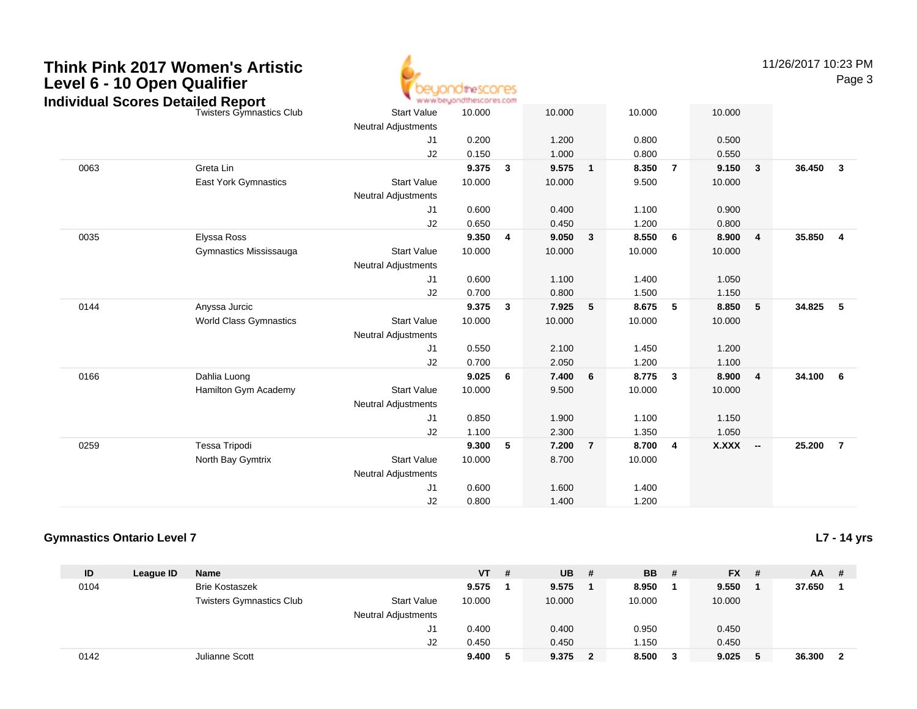# Think Pink 2017 Women's Artistic Level 6 - 10 Open Qualifier

## Individual Scores Detailed Report

11/26/2017 10:23 PM

| ID | League ID | Name | | VT | # | UB | # | BB | # | FX | # | AA | # |
|---|---|---|---|---|---|---|---|---|---|---|---|---|---|
| | | Twisters Gymnastics Club | Start Value | 10.000 | | 10.000 | | 10.000 | | 10.000 | | | |
| | | | Neutral Adjustments | | | | | | | | | | |
| | | | J1 | 0.200 | | 1.200 | | 0.800 | | 0.500 | | | |
| | | | J2 | 0.150 | | 1.000 | | 0.800 | | 0.550 | | | |
| 0063 | | Greta Lin | | **9.375** | **3** | **9.575** | **1** | **8.350** | **7** | **9.150** | **3** | **36.450** | **3** |
| | | East York Gymnastics | Start Value | 10.000 | | 10.000 | | 9.500 | | 10.000 | | | |
| | | | Neutral Adjustments | | | | | | | | | | |
| | | | J1 | 0.600 | | 0.400 | | 1.100 | | 0.900 | | | |
| | | | J2 | 0.650 | | 0.450 | | 1.200 | | 0.800 | | | |
| 0035 | | Elyssa Ross | | **9.350** | **4** | **9.050** | **3** | **8.550** | **6** | **8.900** | **4** | **35.850** | **4** |
| | | Gymnastics Mississauga | Start Value | 10.000 | | 10.000 | | 10.000 | | 10.000 | | | |
| | | | Neutral Adjustments | | | | | | | | | | |
| | | | J1 | 0.600 | | 1.100 | | 1.400 | | 1.050 | | | |
| | | | J2 | 0.700 | | 0.800 | | 1.500 | | 1.150 | | | |
| 0144 | | Anyssa Jurcic | | **9.375** | **3** | **7.925** | **5** | **8.675** | **5** | **8.850** | **5** | **34.825** | **5** |
| | | World Class Gymnastics | Start Value | 10.000 | | 10.000 | | 10.000 | | 10.000 | | | |
| | | | Neutral Adjustments | | | | | | | | | | |
| | | | J1 | 0.550 | | 2.100 | | 1.450 | | 1.200 | | | |
| | | | J2 | 0.700 | | 2.050 | | 1.200 | | 1.100 | | | |
| 0166 | | Dahlia Luong | | **9.025** | **6** | **7.400** | **6** | **8.775** | **3** | **8.900** | **4** | **34.100** | **6** |
| | | Hamilton Gym Academy | Start Value | 10.000 | | 9.500 | | 10.000 | | 10.000 | | | |
| | | | Neutral Adjustments | | | | | | | | | | |
| | | | J1 | 0.850 | | 1.900 | | 1.100 | | 1.150 | | | |
| | | | J2 | 1.100 | | 2.300 | | 1.350 | | 1.050 | | | |
| 0259 | | Tessa Tripodi | | **9.300** | **5** | **7.200** | **7** | **8.700** | **4** | **X.XXX** | **--** | **25.200** | **7** |
| | | North Bay Gymtrix | Start Value | 10.000 | | 8.700 | | 10.000 | | | | | |
| | | | Neutral Adjustments | | | | | | | | | | |
| | | | J1 | 0.600 | | 1.600 | | 1.400 | | | | | |
| | | | J2 | 0.800 | | 1.400 | | 1.200 | | | | | |

### Gymnastics Ontario Level 7

**L7 - 14 yrs**

| ID | League ID | Name | | VT | # | UB | # | BB | # | FX | # | AA | # |
|---|---|---|---|---|---|---|---|---|---|---|---|---|---|
| 0104 | | Brie Kostaszek | | **9.575** | **1** | **9.575** | **1** | **8.950** | **1** | **9.550** | **1** | **37.650** | **1** |
| | | Twisters Gymnastics Club | Start Value | 10.000 | | 10.000 | | 10.000 | | 10.000 | | | |
| | | | Neutral Adjustments | | | | | | | | | | |
| | | | J1 | 0.400 | | 0.400 | | 0.950 | | 0.450 | | | |
| | | | J2 | 0.450 | | 0.450 | | 1.150 | | 0.450 | | | |
| 0142 | | Julianne Scott | | **9.400** | **5** | **9.375** | **2** | **8.500** | **3** | **9.025** | **5** | **36.300** | **2** |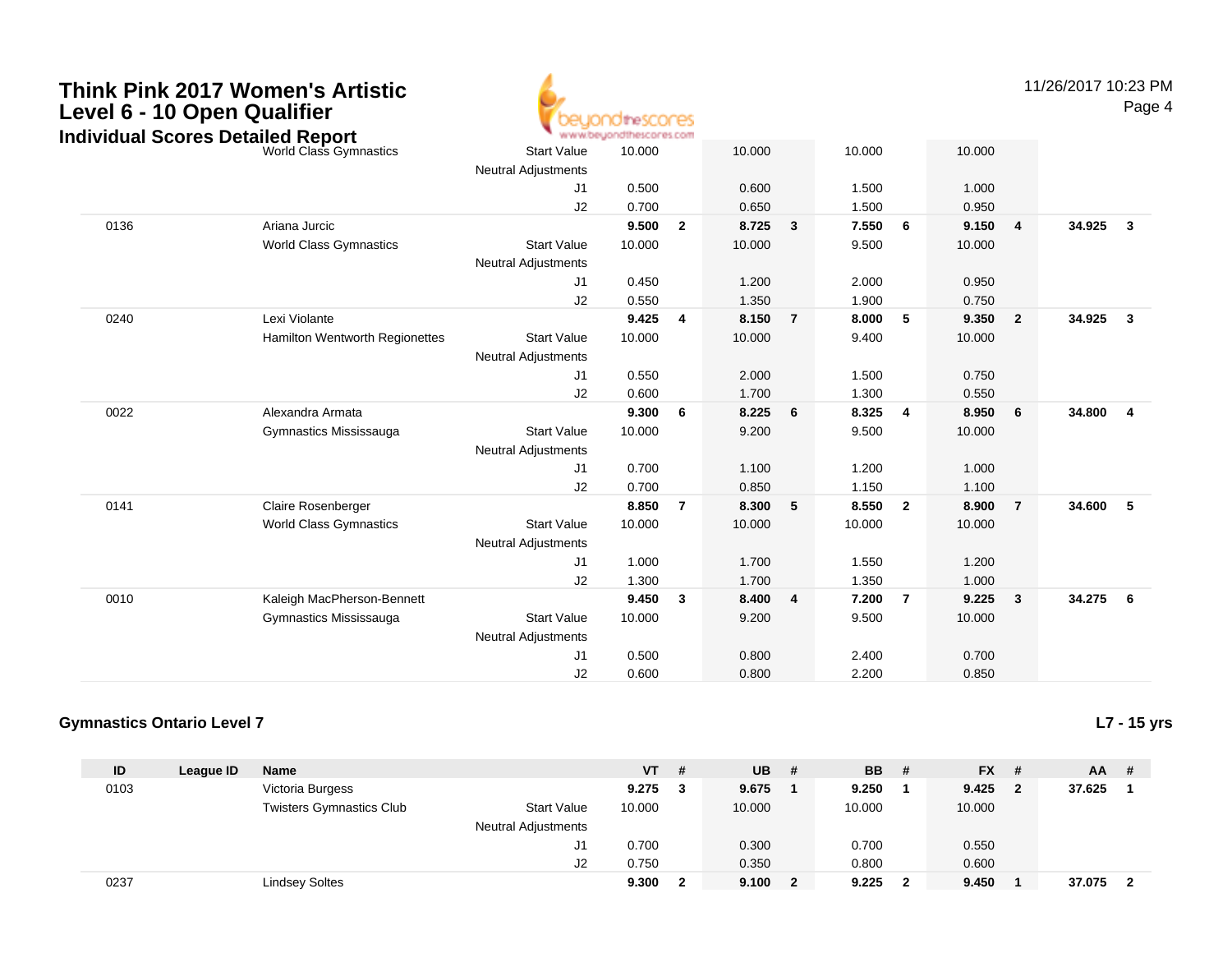# Think Pink 2017 Women's Artistic Level 6 - 10 Open Qualifier

## Individual Scores Detailed Report

11/26/2017 10:23 PM

| ID | League ID | Name | | VT | # | UB | # | BB | # | FX | # | AA | # |
|---|---|---|---|---|---|---|---|---|---|---|---|---|---|
| | | World Class Gymnastics | Start Value | 10.000 | | 10.000 | | 10.000 | | 10.000 | | | |
| | | | Neutral Adjustments | | | | | | | | | | |
| | | | J1 | 0.500 | | 0.600 | | 1.500 | | 1.000 | | | |
| | | | J2 | 0.700 | | 0.650 | | 1.500 | | 0.950 | | | |
| 0136 | | Ariana Jurcic | | **9.500** | **2** | **8.725** | **3** | **7.550** | **6** | **9.150** | **4** | **34.925** | **3** |
| | | World Class Gymnastics | Start Value | 10.000 | | 10.000 | | 9.500 | | 10.000 | | | |
| | | | Neutral Adjustments | | | | | | | | | | |
| | | | J1 | 0.450 | | 1.200 | | 2.000 | | 0.950 | | | |
| | | | J2 | 0.550 | | 1.350 | | 1.900 | | 0.750 | | | |
| 0240 | | Lexi Violante | | **9.425** | **4** | **8.150** | **7** | **8.000** | **5** | **9.350** | **2** | **34.925** | **3** |
| | | Hamilton Wentworth Regionettes | Start Value | 10.000 | | 10.000 | | 9.400 | | 10.000 | | | |
| | | | Neutral Adjustments | | | | | | | | | | |
| | | | J1 | 0.550 | | 2.000 | | 1.500 | | 0.750 | | | |
| | | | J2 | 0.600 | | 1.700 | | 1.300 | | 0.550 | | | |
| 0022 | | Alexandra Armata | | **9.300** | **6** | **8.225** | **6** | **8.325** | **4** | **8.950** | **6** | **34.800** | **4** |
| | | Gymnastics Mississauga | Start Value | 10.000 | | 9.200 | | 9.500 | | 10.000 | | | |
| | | | Neutral Adjustments | | | | | | | | | | |
| | | | J1 | 0.700 | | 1.100 | | 1.200 | | 1.000 | | | |
| | | | J2 | 0.700 | | 0.850 | | 1.150 | | 1.100 | | | |
| 0141 | | Claire Rosenberger | | **8.850** | **7** | **8.300** | **5** | **8.550** | **2** | **8.900** | **7** | **34.600** | **5** |
| | | World Class Gymnastics | Start Value | 10.000 | | 10.000 | | 10.000 | | 10.000 | | | |
| | | | Neutral Adjustments | | | | | | | | | | |
| | | | J1 | 1.000 | | 1.700 | | 1.550 | | 1.200 | | | |
| | | | J2 | 1.300 | | 1.700 | | 1.350 | | 1.000 | | | |
| 0010 | | Kaleigh MacPherson-Bennett | | **9.450** | **3** | **8.400** | **4** | **7.200** | **7** | **9.225** | **3** | **34.275** | **6** |
| | | Gymnastics Mississauga | Start Value | 10.000 | | 9.200 | | 9.500 | | 10.000 | | | |
| | | | Neutral Adjustments | | | | | | | | | | |
| | | | J1 | 0.500 | | 0.800 | | 2.400 | | 0.700 | | | |
| | | | J2 | 0.600 | | 0.800 | | 2.200 | | 0.850 | | | |

### Gymnastics Ontario Level 7

**L7 - 15 yrs**

| ID | League ID | Name | | VT | # | UB | # | BB | # | FX | # | AA | # |
|---|---|---|---|---|---|---|---|---|---|---|---|---|---|
| 0103 | | Victoria Burgess | | **9.275** | **3** | **9.675** | **1** | **9.250** | **1** | **9.425** | **2** | **37.625** | **1** |
| | | Twisters Gymnastics Club | Start Value | 10.000 | | 10.000 | | 10.000 | | 10.000 | | | |
| | | | Neutral Adjustments | | | | | | | | | | |
| | | | J1 | 0.700 | | 0.300 | | 0.700 | | 0.550 | | | |
| | | | J2 | 0.750 | | 0.350 | | 0.800 | | 0.600 | | | |
| 0237 | | Lindsey Soltes | | **9.300** | **2** | **9.100** | **2** | **9.225** | **2** | **9.450** | **1** | **37.075** | **2** |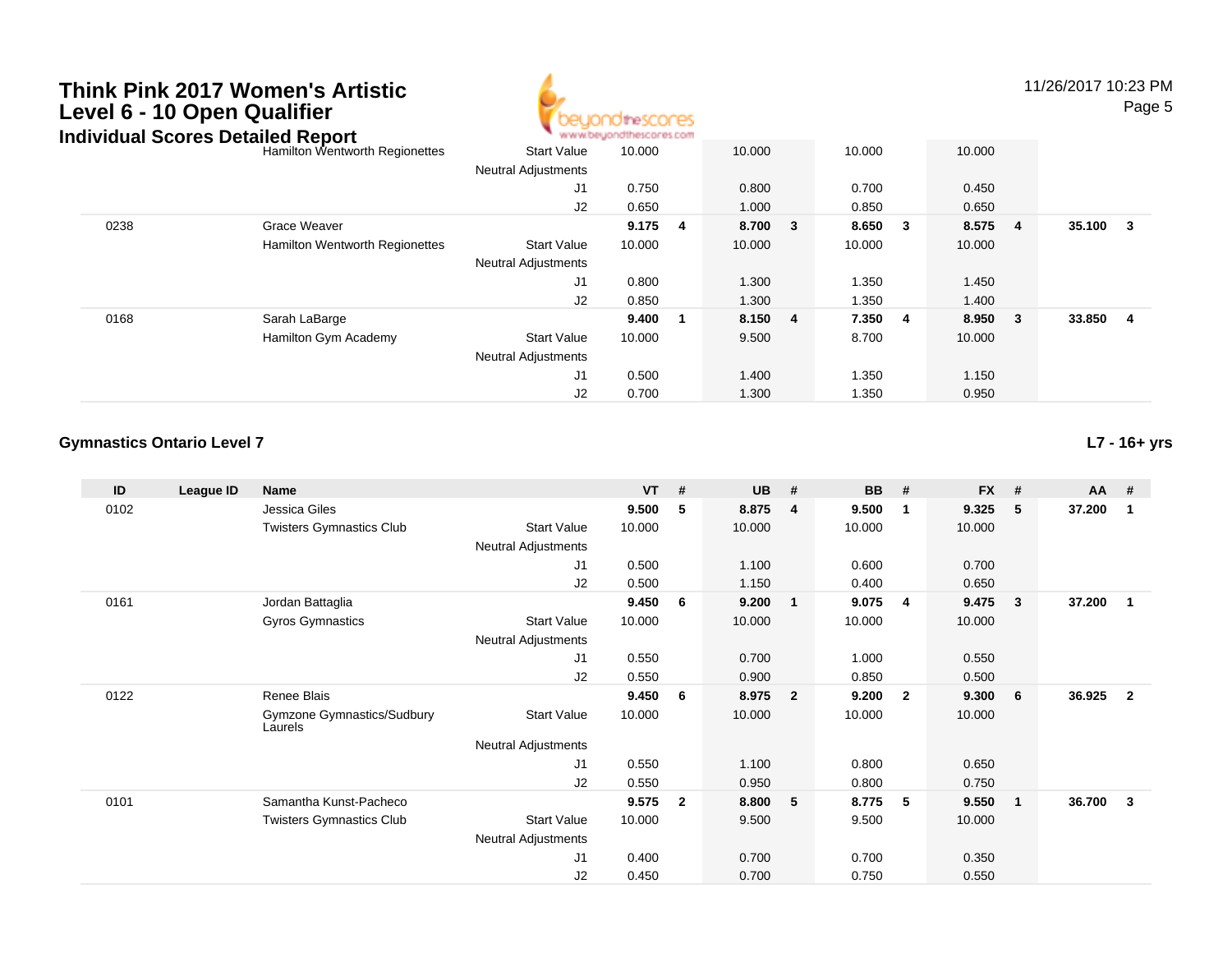| | | | | | | | | | | | | | |
|---|---|---|---|---|---|---|---|---|---|---|---|---|---|
| | | Hamilton Wentworth Regionettes | Start Value | 10.000 | | 10.000 | | 10.000 | | 10.000 | | | |
| | | | Neutral Adjustments | | | | | | | | | | |
| | | | J1 | 0.750 | | 0.800 | | 0.700 | | 0.450 | | | |
| | | | J2 | 0.650 | | 1.000 | | 0.850 | | 0.650 | | | |
| 0238 | | Grace Weaver | | **9.175** | **4** | **8.700** | **3** | **8.650** | **3** | **8.575** | **4** | **35.100** | **3** |
| | | Hamilton Wentworth Regionettes | Start Value | 10.000 | | 10.000 | | 10.000 | | 10.000 | | | |
| | | | Neutral Adjustments | | | | | | | | | | |
| | | | J1 | 0.800 | | 1.300 | | 1.350 | | 1.450 | | | |
| | | | J2 | 0.850 | | 1.300 | | 1.350 | | 1.400 | | | |
| 0168 | | Sarah LaBarge | | **9.400** | **1** | **8.150** | **4** | **7.350** | **4** | **8.950** | **3** | **33.850** | **4** |
| | | Hamilton Gym Academy | Start Value | 10.000 | | 9.500 | | 8.700 | | 10.000 | | | |
| | | | Neutral Adjustments | | | | | | | | | | |
| | | | J1 | 0.500 | | 1.400 | | 1.350 | | 1.150 | | | |
| | | | J2 | 0.700 | | 1.300 | | 1.350 | | 0.950 | | | |

### Gymnastics Ontario Level 7

**L7 - 16+ yrs**

| ID | League ID | Name | | VT | # | UB | # | BB | # | FX | # | AA | # |
|---|---|---|---|---|---|---|---|---|---|---|---|---|---|
| 0102 | | Jessica Giles | | **9.500** | **5** | **8.875** | **4** | **9.500** | **1** | **9.325** | **5** | **37.200** | **1** |
| | | Twisters Gymnastics Club | Start Value | 10.000 | | 10.000 | | 10.000 | | 10.000 | | | |
| | | | Neutral Adjustments | | | | | | | | | | |
| | | | J1 | 0.500 | | 1.100 | | 0.600 | | 0.700 | | | |
| | | | J2 | 0.500 | | 1.150 | | 0.400 | | 0.650 | | | |
| 0161 | | Jordan Battaglia | | **9.450** | **6** | **9.200** | **1** | **9.075** | **4** | **9.475** | **3** | **37.200** | **1** |
| | | Gyros Gymnastics | Start Value | 10.000 | | 10.000 | | 10.000 | | 10.000 | | | |
| | | | Neutral Adjustments | | | | | | | | | | |
| | | | J1 | 0.550 | | 0.700 | | 1.000 | | 0.550 | | | |
| | | | J2 | 0.550 | | 0.900 | | 0.850 | | 0.500 | | | |
| 0122 | | Renee Blais | | **9.450** | **6** | **8.975** | **2** | **9.200** | **2** | **9.300** | **6** | **36.925** | **2** |
| | | Gymzone Gymnastics/Sudbury Laurels | Start Value | 10.000 | | 10.000 | | 10.000 | | 10.000 | | | |
| | | | Neutral Adjustments | | | | | | | | | | |
| | | | J1 | 0.550 | | 1.100 | | 0.800 | | 0.650 | | | |
| | | | J2 | 0.550 | | 0.950 | | 0.800 | | 0.750 | | | |
| 0101 | | Samantha Kunst-Pacheco | | **9.575** | **2** | **8.800** | **5** | **8.775** | **5** | **9.550** | **1** | **36.700** | **3** |
| | | Twisters Gymnastics Club | Start Value | 10.000 | | 9.500 | | 9.500 | | 10.000 | | | |
| | | | Neutral Adjustments | | | | | | | | | | |
| | | | J1 | 0.400 | | 0.700 | | 0.700 | | 0.350 | | | |
| | | | J2 | 0.450 | | 0.700 | | 0.750 | | 0.550 | | | |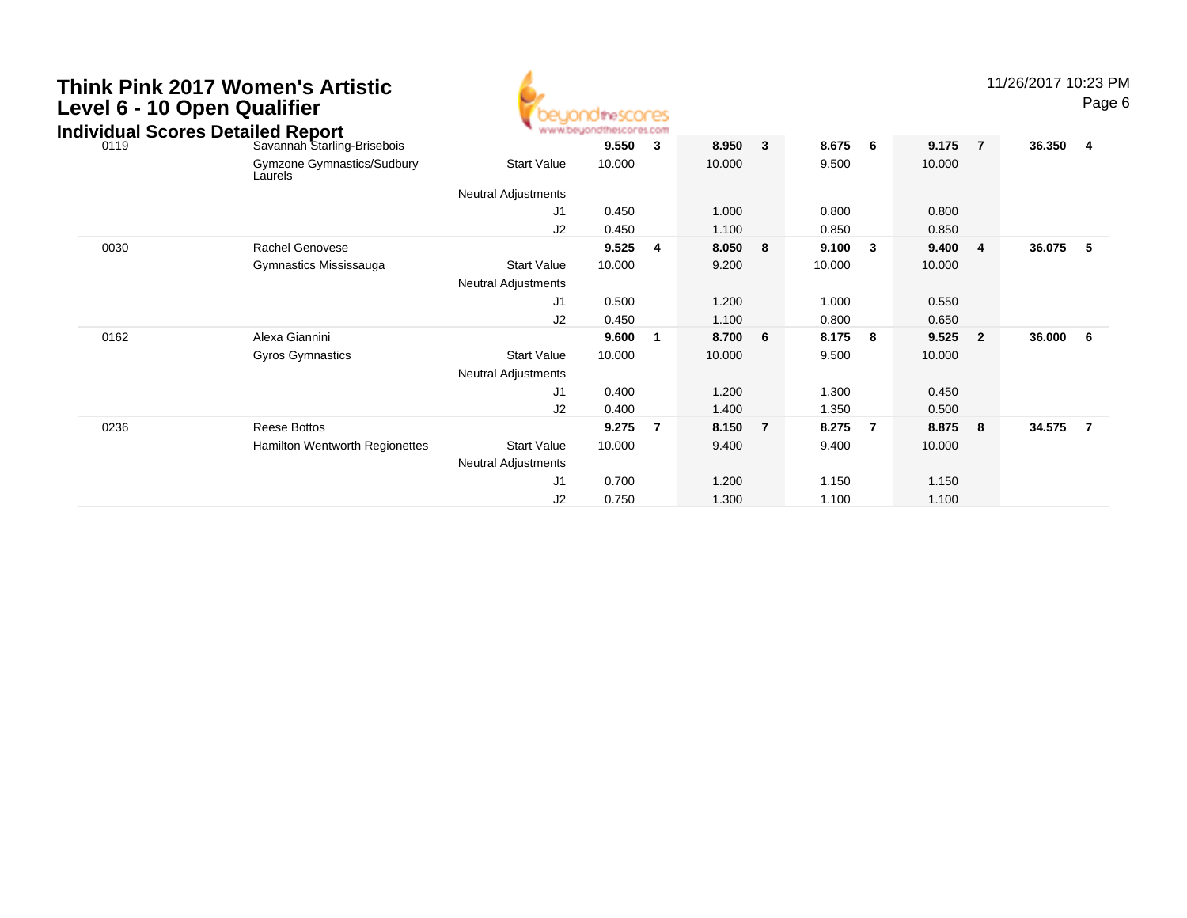# Think Pink 2017 Women's Artistic
# Level 6 - 10 Open Qualifier
## Individual Scores Detailed Report

11/26/2017 10:23 PM

| | | | | | | | | | | | | |
|---|---|---|---|---|---|---|---|---|---|---|---|---|
| 0119 | Savannah Starling-Brisebois | | 9.550 | 3 | 8.950 | 3 | 8.675 | 6 | 9.175 | 7 | 36.350 | 4 |
| | Gymzone Gymnastics/Sudbury Laurels | Start Value | 10.000 | | 10.000 | | 9.500 | | 10.000 | | | |
| | | Neutral Adjustments | | | | | | | | | | |
| | | J1 | 0.450 | | 1.000 | | 0.800 | | 0.800 | | | |
| | | J2 | 0.450 | | 1.100 | | 0.850 | | 0.850 | | | |
| 0030 | Rachel Genovese | | 9.525 | 4 | 8.050 | 8 | 9.100 | 3 | 9.400 | 4 | 36.075 | 5 |
| | Gymnastics Mississauga | Start Value | 10.000 | | 9.200 | | 10.000 | | 10.000 | | | |
| | | Neutral Adjustments | | | | | | | | | | |
| | | J1 | 0.500 | | 1.200 | | 1.000 | | 0.550 | | | |
| | | J2 | 0.450 | | 1.100 | | 0.800 | | 0.650 | | | |
| 0162 | Alexa Giannini | | 9.600 | 1 | 8.700 | 6 | 8.175 | 8 | 9.525 | 2 | 36.000 | 6 |
| | Gyros Gymnastics | Start Value | 10.000 | | 10.000 | | 9.500 | | 10.000 | | | |
| | | Neutral Adjustments | | | | | | | | | | |
| | | J1 | 0.400 | | 1.200 | | 1.300 | | 0.450 | | | |
| | | J2 | 0.400 | | 1.400 | | 1.350 | | 0.500 | | | |
| 0236 | Reese Bottos | | 9.275 | 7 | 8.150 | 7 | 8.275 | 7 | 8.875 | 8 | 34.575 | 7 |
| | Hamilton Wentworth Regionettes | Start Value | 10.000 | | 9.400 | | 9.400 | | 10.000 | | | |
| | | Neutral Adjustments | | | | | | | | | | |
| | | J1 | 0.700 | | 1.200 | | 1.150 | | 1.150 | | | |
| | | J2 | 0.750 | | 1.300 | | 1.100 | | 1.100 | | | |